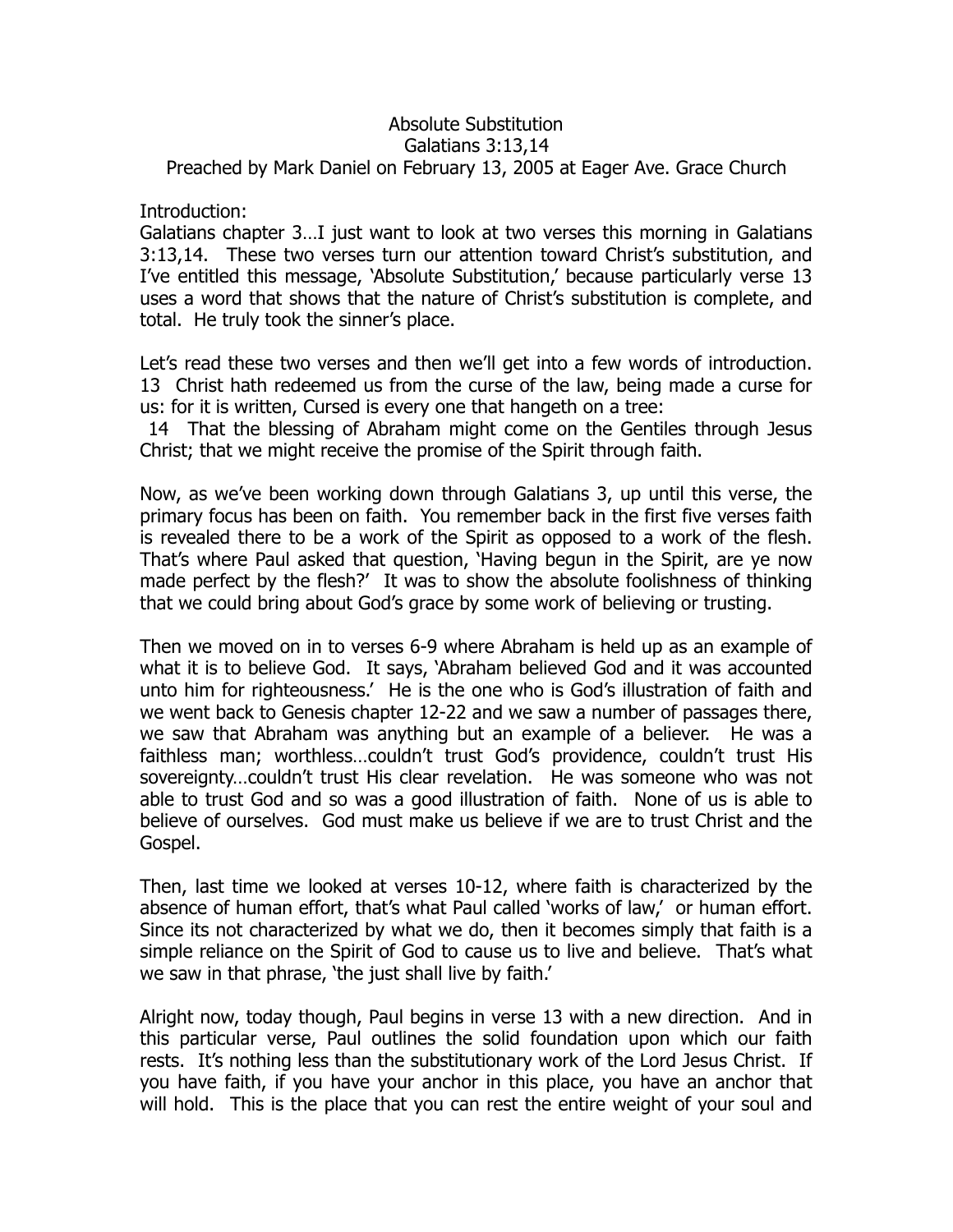# Absolute Substitution

## Galatians 3:13,14

Preached by Mark Daniel on February 13, 2005 at Eager Ave. Grace Church

Introduction:

Galatians chapter 3…I just want to look at two verses this morning in Galatians 3:13,14. These two verses turn our attention toward Christ's substitution, and I've entitled this message, 'Absolute Substitution,' because particularly verse 13 uses a word that shows that the nature of Christ's substitution is complete, and total. He truly took the sinner's place.

Let's read these two verses and then we'll get into a few words of introduction.

13 Christ hath redeemed us from the curse of the law, being made a curse for us: for it is written, Cursed is every one that hangeth on a tree:

14 That the blessing of Abraham might come on the Gentiles through Jesus Christ; that we might receive the promise of the Spirit through faith.

Now, as we've been working down through Galatians 3, up until this verse, the primary focus has been on faith. You remember back in the first five verses faith is revealed there to be a work of the Spirit as opposed to a work of the flesh. That's where Paul asked that question, 'Having begun in the Spirit, are ye now made perfect by the flesh?' It was to show the absolute foolishness of thinking that we could bring about God's grace by some work of believing or trusting.

Then we moved on in to verses 6-9 where Abraham is held up as an example of what it is to believe God. It says, 'Abraham believed God and it was accounted unto him for righteousness.' He is the one who is God's illustration of faith and we went back to Genesis chapter 12-22 and we saw a number of passages there, we saw that Abraham was anything but an example of a believer. He was a faithless man; worthless…couldn't trust God's providence, couldn't trust His sovereignty…couldn't trust His clear revelation. He was someone who was not able to trust God and so was a good illustration of faith. None of us is able to believe of ourselves. God must make us believe if we are to trust Christ and the Gospel.

Then, last time we looked at verses 10-12, where faith is characterized by the absence of human effort, that's what Paul called 'works of law,' or human effort. Since its not characterized by what we do, then it becomes simply that faith is a simple reliance on the Spirit of God to cause us to live and believe. That's what we saw in that phrase, 'the just shall live by faith.'

Alright now, today though, Paul begins in verse 13 with a new direction. And in this particular verse, Paul outlines the solid foundation upon which our faith rests. It's nothing less than the substitutionary work of the Lord Jesus Christ. If you have faith, if you have your anchor in this place, you have an anchor that will hold. This is the place that you can rest the entire weight of your soul and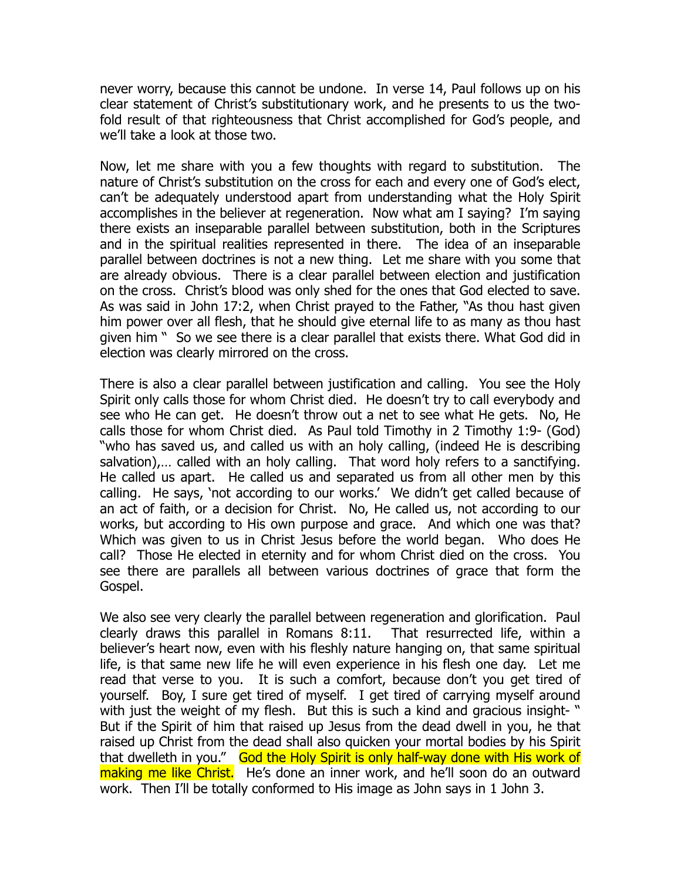never worry, because this cannot be undone. In verse 14, Paul follows up on his clear statement of Christ's substitutionary work, and he presents to us the two-fold result of that righteousness that Christ accomplished for God's people, and we'll take a look at those two.

Now, let me share with you a few thoughts with regard to substitution. The nature of Christ's substitution on the cross for each and every one of God's elect, can't be adequately understood apart from understanding what the Holy Spirit accomplishes in the believer at regeneration. Now what am I saying? I'm saying there exists an inseparable parallel between substitution, both in the Scriptures and in the spiritual realities represented in there. The idea of an inseparable parallel between doctrines is not a new thing. Let me share with you some that are already obvious. There is a clear parallel between election and justification on the cross. Christ's blood was only shed for the ones that God elected to save. As was said in John 17:2, when Christ prayed to the Father, "As thou hast given him power over all flesh, that he should give eternal life to as many as thou hast given him " So we see there is a clear parallel that exists there. What God did in election was clearly mirrored on the cross.

There is also a clear parallel between justification and calling. You see the Holy Spirit only calls those for whom Christ died. He doesn't try to call everybody and see who He can get. He doesn't throw out a net to see what He gets. No, He calls those for whom Christ died. As Paul told Timothy in 2 Timothy 1:9- (God) "who has saved us, and called us with an holy calling, (indeed He is describing salvation),… called with an holy calling. That word holy refers to a sanctifying. He called us apart. He called us and separated us from all other men by this calling. He says, 'not according to our works.' We didn't get called because of an act of faith, or a decision for Christ. No, He called us, not according to our works, but according to His own purpose and grace. And which one was that? Which was given to us in Christ Jesus before the world began. Who does He call? Those He elected in eternity and for whom Christ died on the cross. You see there are parallels all between various doctrines of grace that form the Gospel.

We also see very clearly the parallel between regeneration and glorification. Paul clearly draws this parallel in Romans 8:11. That resurrected life, within a believer's heart now, even with his fleshly nature hanging on, that same spiritual life, is that same new life he will even experience in his flesh one day. Let me read that verse to you. It is such a comfort, because don't you get tired of yourself. Boy, I sure get tired of myself. I get tired of carrying myself around with just the weight of my flesh. But this is such a kind and gracious insight- " But if the Spirit of him that raised up Jesus from the dead dwell in you, he that raised up Christ from the dead shall also quicken your mortal bodies by his Spirit that dwelleth in you." God the Holy Spirit is only half-way done with His work of making me like Christ. He's done an inner work, and he'll soon do an outward work. Then I'll be totally conformed to His image as John says in 1 John 3.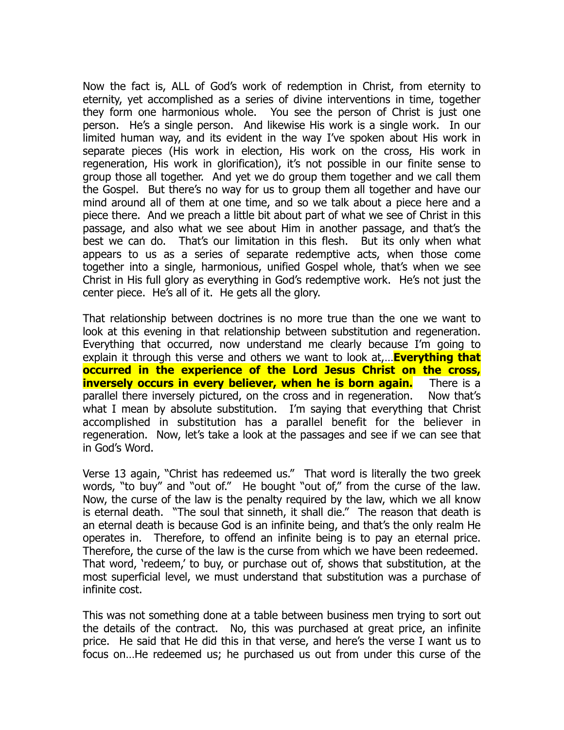Now the fact is, ALL of God's work of redemption in Christ, from eternity to eternity, yet accomplished as a series of divine interventions in time, together they form one harmonious whole. You see the person of Christ is just one person. He's a single person. And likewise His work is a single work. In our limited human way, and its evident in the way I've spoken about His work in separate pieces (His work in election, His work on the cross, His work in regeneration, His work in glorification), it's not possible in our finite sense to group those all together. And yet we do group them together and we call them the Gospel. But there's no way for us to group them all together and have our mind around all of them at one time, and so we talk about a piece here and a piece there. And we preach a little bit about part of what we see of Christ in this passage, and also what we see about Him in another passage, and that's the best we can do. That's our limitation in this flesh. But its only when what appears to us as a series of separate redemptive acts, when those come together into a single, harmonious, unified Gospel whole, that's when we see Christ in His full glory as everything in God's redemptive work. He's not just the center piece. He's all of it. He gets all the glory.

That relationship between doctrines is no more true than the one we want to look at this evening in that relationship between substitution and regeneration. Everything that occurred, now understand me clearly because I'm going to explain it through this verse and others we want to look at,…**Everything that occurred in the experience of the Lord Jesus Christ on the cross, inversely occurs in every believer, when he is born again.** There is a parallel there inversely pictured, on the cross and in regeneration. Now that's what I mean by absolute substitution. I'm saying that everything that Christ accomplished in substitution has a parallel benefit for the believer in regeneration. Now, let's take a look at the passages and see if we can see that in God's Word.

Verse 13 again, "Christ has redeemed us." That word is literally the two greek words, "to buy" and "out of." He bought "out of," from the curse of the law. Now, the curse of the law is the penalty required by the law, which we all know is eternal death. "The soul that sinneth, it shall die." The reason that death is an eternal death is because God is an infinite being, and that's the only realm He operates in. Therefore, to offend an infinite being is to pay an eternal price. Therefore, the curse of the law is the curse from which we have been redeemed. That word, 'redeem,' to buy, or purchase out of, shows that substitution, at the most superficial level, we must understand that substitution was a purchase of infinite cost.

This was not something done at a table between business men trying to sort out the details of the contract. No, this was purchased at great price, an infinite price. He said that He did this in that verse, and here's the verse I want us to focus on…He redeemed us; he purchased us out from under this curse of the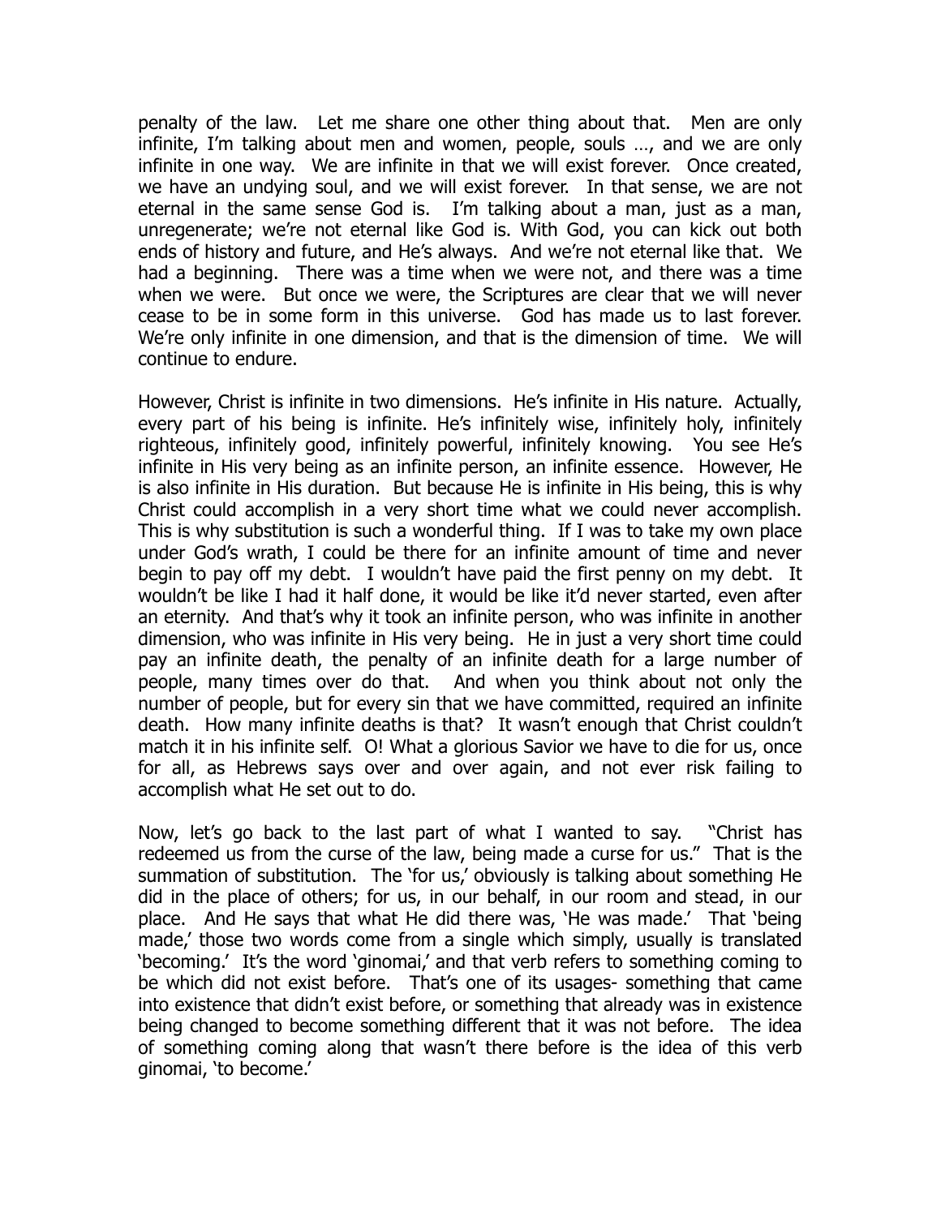penalty of the law. Let me share one other thing about that. Men are only infinite, I'm talking about men and women, people, souls …, and we are only infinite in one way. We are infinite in that we will exist forever. Once created, we have an undying soul, and we will exist forever. In that sense, we are not eternal in the same sense God is. I'm talking about a man, just as a man, unregenerate; we're not eternal like God is. With God, you can kick out both ends of history and future, and He's always. And we're not eternal like that. We had a beginning. There was a time when we were not, and there was a time when we were. But once we were, the Scriptures are clear that we will never cease to be in some form in this universe. God has made us to last forever. We're only infinite in one dimension, and that is the dimension of time. We will continue to endure.

However, Christ is infinite in two dimensions. He's infinite in His nature. Actually, every part of his being is infinite. He's infinitely wise, infinitely holy, infinitely righteous, infinitely good, infinitely powerful, infinitely knowing. You see He's infinite in His very being as an infinite person, an infinite essence. However, He is also infinite in His duration. But because He is infinite in His being, this is why Christ could accomplish in a very short time what we could never accomplish. This is why substitution is such a wonderful thing. If I was to take my own place under God's wrath, I could be there for an infinite amount of time and never begin to pay off my debt. I wouldn't have paid the first penny on my debt. It wouldn't be like I had it half done, it would be like it'd never started, even after an eternity. And that's why it took an infinite person, who was infinite in another dimension, who was infinite in His very being. He in just a very short time could pay an infinite death, the penalty of an infinite death for a large number of people, many times over do that. And when you think about not only the number of people, but for every sin that we have committed, required an infinite death. How many infinite deaths is that? It wasn't enough that Christ couldn't match it in his infinite self. O! What a glorious Savior we have to die for us, once for all, as Hebrews says over and over again, and not ever risk failing to accomplish what He set out to do.

Now, let's go back to the last part of what I wanted to say. "Christ has redeemed us from the curse of the law, being made a curse for us." That is the summation of substitution. The 'for us,' obviously is talking about something He did in the place of others; for us, in our behalf, in our room and stead, in our place. And He says that what He did there was, 'He was made.' That 'being made,' those two words come from a single which simply, usually is translated 'becoming.' It's the word 'ginomai,' and that verb refers to something coming to be which did not exist before. That's one of its usages- something that came into existence that didn't exist before, or something that already was in existence being changed to become something different that it was not before. The idea of something coming along that wasn't there before is the idea of this verb ginomai, 'to become.'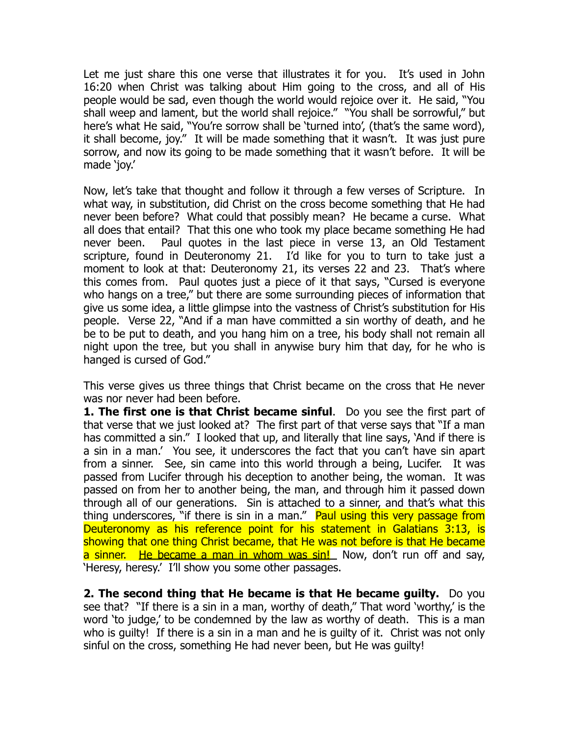Let me just share this one verse that illustrates it for you. It's used in John 16:20 when Christ was talking about Him going to the cross, and all of His people would be sad, even though the world would rejoice over it. He said, "You shall weep and lament, but the world shall rejoice." "You shall be sorrowful," but here's what He said, "You're sorrow shall be 'turned into', (that's the same word), it shall become, joy." It will be made something that it wasn't. It was just pure sorrow, and now its going to be made something that it wasn't before. It will be made 'joy.'

Now, let's take that thought and follow it through a few verses of Scripture. In what way, in substitution, did Christ on the cross become something that He had never been before? What could that possibly mean? He became a curse. What all does that entail? That this one who took my place became something He had never been. Paul quotes in the last piece in verse 13, an Old Testament scripture, found in Deuteronomy 21. I'd like for you to turn to take just a moment to look at that: Deuteronomy 21, its verses 22 and 23. That's where this comes from. Paul quotes just a piece of it that says, "Cursed is everyone who hangs on a tree," but there are some surrounding pieces of information that give us some idea, a little glimpse into the vastness of Christ's substitution for His people. Verse 22, "And if a man have committed a sin worthy of death, and he be to be put to death, and you hang him on a tree, his body shall not remain all night upon the tree, but you shall in anywise bury him that day, for he who is hanged is cursed of God."

This verse gives us three things that Christ became on the cross that He never was nor never had been before.

**1. The first one is that Christ became sinful**. Do you see the first part of that verse that we just looked at? The first part of that verse says that "If a man has committed a sin." I looked that up, and literally that line says, 'And if there is a sin in a man.' You see, it underscores the fact that you can't have sin apart from a sinner. See, sin came into this world through a being, Lucifer. It was passed from Lucifer through his deception to another being, the woman. It was passed on from her to another being, the man, and through him it passed down through all of our generations. Sin is attached to a sinner, and that's what this thing underscores, "if there is sin in a man." Paul using this very passage from Deuteronomy as his reference point for his statement in Galatians 3:13, is showing that one thing Christ became, that He was not before is that He became a sinner. <u>He became a man in whom was sin!</u> Now, don't run off and say, 'Heresy, heresy.' I'll show you some other passages.

**2. The second thing that He became is that He became guilty.** Do you see that? "If there is a sin in a man, worthy of death," That word 'worthy,' is the word 'to judge,' to be condemned by the law as worthy of death. This is a man who is guilty! If there is a sin in a man and he is guilty of it. Christ was not only sinful on the cross, something He had never been, but He was guilty!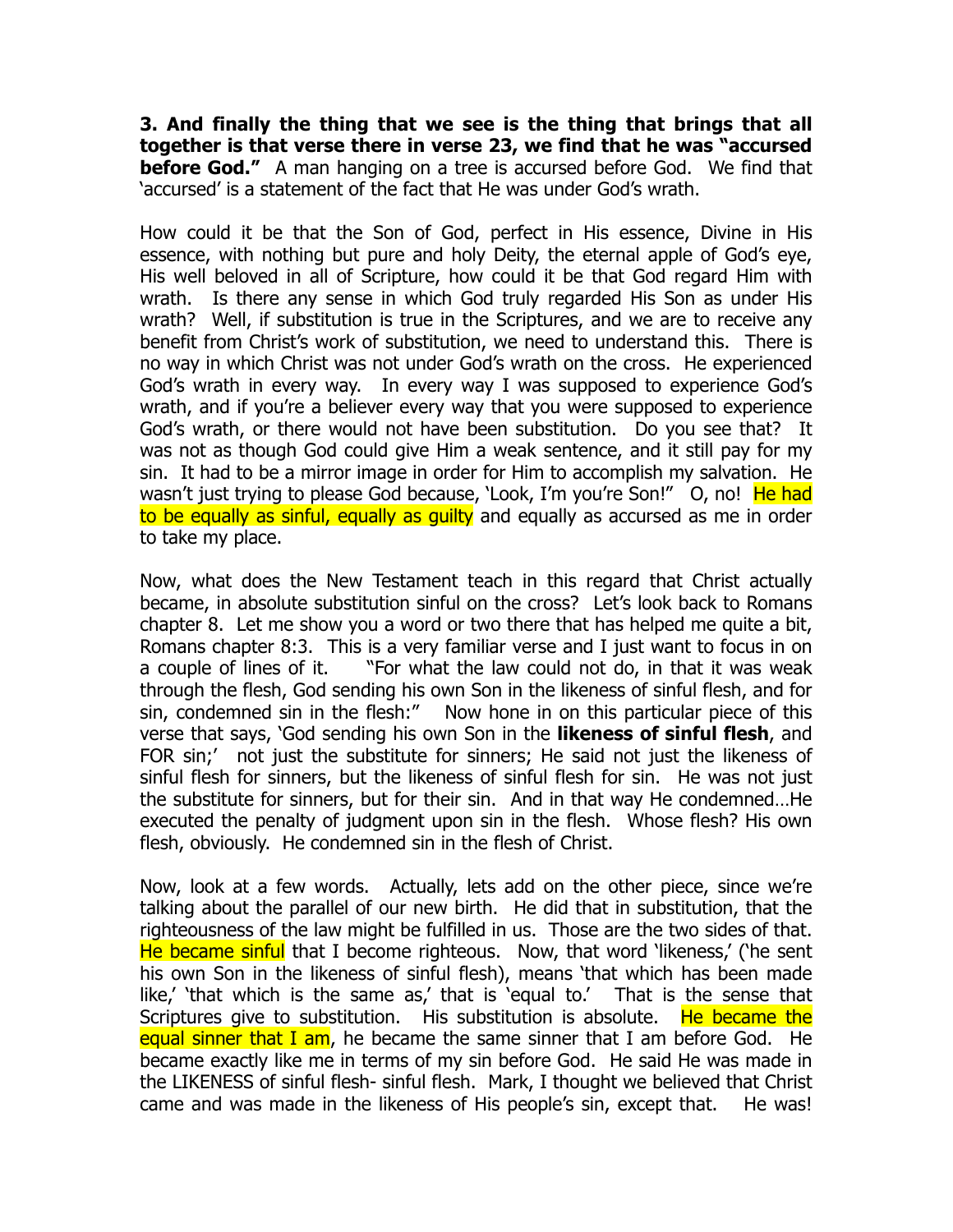**3. And finally the thing that we see is the thing that brings that all together is that verse there in verse 23, we find that he was "accursed before God."** A man hanging on a tree is accursed before God. We find that 'accursed' is a statement of the fact that He was under God's wrath.

How could it be that the Son of God, perfect in His essence, Divine in His essence, with nothing but pure and holy Deity, the eternal apple of God's eye, His well beloved in all of Scripture, how could it be that God regard Him with wrath. Is there any sense in which God truly regarded His Son as under His wrath? Well, if substitution is true in the Scriptures, and we are to receive any benefit from Christ's work of substitution, we need to understand this. There is no way in which Christ was not under God's wrath on the cross. He experienced God's wrath in every way. In every way I was supposed to experience God's wrath, and if you're a believer every way that you were supposed to experience God's wrath, or there would not have been substitution. Do you see that? It was not as though God could give Him a weak sentence, and it still pay for my sin. It had to be a mirror image in order for Him to accomplish my salvation. He wasn't just trying to please God because, 'Look, I'm you're Son!" O, no! He had to be equally as sinful, equally as guilty and equally as accursed as me in order to take my place.

Now, what does the New Testament teach in this regard that Christ actually became, in absolute substitution sinful on the cross? Let's look back to Romans chapter 8. Let me show you a word or two there that has helped me quite a bit, Romans chapter 8:3. This is a very familiar verse and I just want to focus in on a couple of lines of it. "For what the law could not do, in that it was weak through the flesh, God sending his own Son in the likeness of sinful flesh, and for sin, condemned sin in the flesh:" Now hone in on this particular piece of this verse that says, 'God sending his own Son in the **likeness of sinful flesh**, and FOR sin;' not just the substitute for sinners; He said not just the likeness of sinful flesh for sinners, but the likeness of sinful flesh for sin. He was not just the substitute for sinners, but for their sin. And in that way He condemned…He executed the penalty of judgment upon sin in the flesh. Whose flesh? His own flesh, obviously. He condemned sin in the flesh of Christ.

Now, look at a few words. Actually, lets add on the other piece, since we're talking about the parallel of our new birth. He did that in substitution, that the righteousness of the law might be fulfilled in us. Those are the two sides of that. He became sinful that I become righteous. Now, that word 'likeness,' ('he sent his own Son in the likeness of sinful flesh), means 'that which has been made like,' 'that which is the same as,' that is 'equal to.' That is the sense that Scriptures give to substitution. His substitution is absolute. He became the equal sinner that I am, he became the same sinner that I am before God. He became exactly like me in terms of my sin before God. He said He was made in the LIKENESS of sinful flesh- sinful flesh. Mark, I thought we believed that Christ came and was made in the likeness of His people's sin, except that. He was!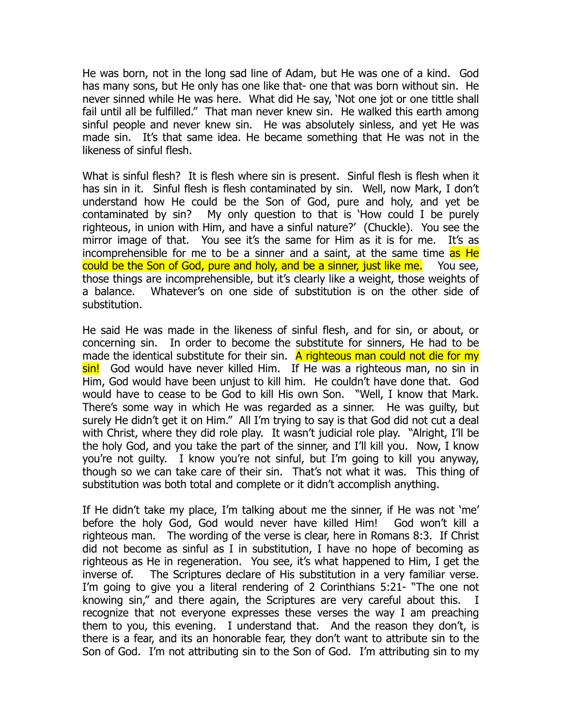He was born, not in the long sad line of Adam, but He was one of a kind. God has many sons, but He only has one like that- one that was born without sin. He never sinned while He was here. What did He say, 'Not one jot or one tittle shall fail until all be fulfilled." That man never knew sin. He walked this earth among sinful people and never knew sin. He was absolutely sinless, and yet He was made sin. It's that same idea. He became something that He was not in the likeness of sinful flesh.

What is sinful flesh? It is flesh where sin is present. Sinful flesh is flesh when it has sin in it. Sinful flesh is flesh contaminated by sin. Well, now Mark, I don't understand how He could be the Son of God, pure and holy, and yet be contaminated by sin? My only question to that is 'How could I be purely righteous, in union with Him, and have a sinful nature?' (Chuckle). You see the mirror image of that. You see it's the same for Him as it is for me. It's as incomprehensible for me to be a sinner and a saint, at the same time as He could be the Son of God, pure and holy, and be a sinner, just like me. You see, those things are incomprehensible, but it's clearly like a weight, those weights of a balance. Whatever's on one side of substitution is on the other side of substitution.

He said He was made in the likeness of sinful flesh, and for sin, or about, or concerning sin. In order to become the substitute for sinners, He had to be made the identical substitute for their sin. A righteous man could not die for my sin! God would have never killed Him. If He was a righteous man, no sin in Him, God would have been unjust to kill him. He couldn't have done that. God would have to cease to be God to kill His own Son. "Well, I know that Mark. There's some way in which He was regarded as a sinner. He was guilty, but surely He didn't get it on Him." All I'm trying to say is that God did not cut a deal with Christ, where they did role play. It wasn't judicial role play. "Alright, I'll be the holy God, and you take the part of the sinner, and I'll kill you. Now, I know you're not guilty. I know you're not sinful, but I'm going to kill you anyway, though so we can take care of their sin. That's not what it was. This thing of substitution was both total and complete or it didn't accomplish anything.

If He didn't take my place, I'm talking about me the sinner, if He was not 'me' before the holy God, God would never have killed Him! God won't kill a righteous man. The wording of the verse is clear, here in Romans 8:3. If Christ did not become as sinful as I in substitution, I have no hope of becoming as righteous as He in regeneration. You see, it's what happened to Him, I get the inverse of. The Scriptures declare of His substitution in a very familiar verse. I'm going to give you a literal rendering of 2 Corinthians 5:21- "The one not knowing sin," and there again, the Scriptures are very careful about this. I recognize that not everyone expresses these verses the way I am preaching them to you, this evening. I understand that. And the reason they don't, is there is a fear, and its an honorable fear, they don't want to attribute sin to the Son of God. I'm not attributing sin to the Son of God. I'm attributing sin to my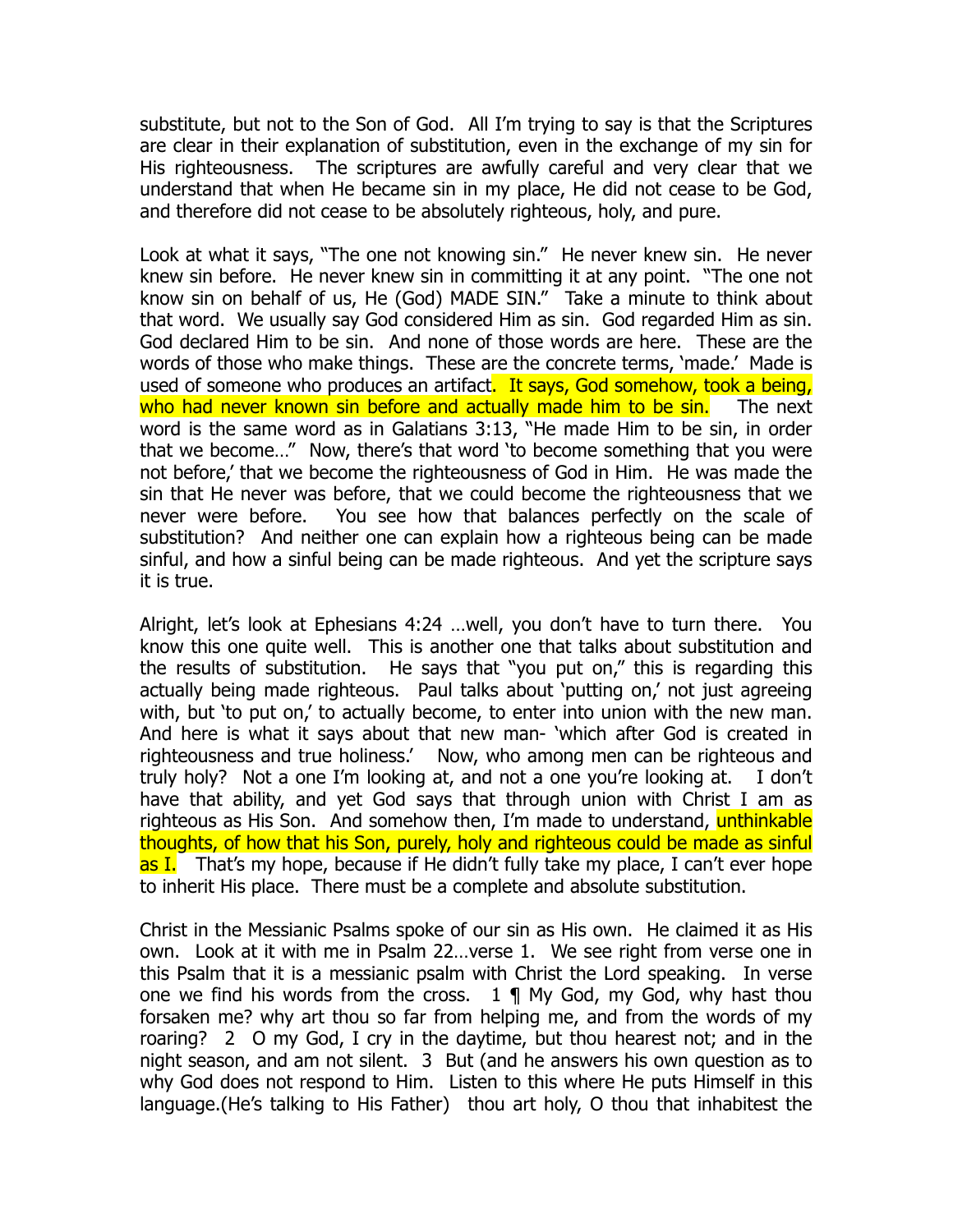substitute, but not to the Son of God. All I'm trying to say is that the Scriptures are clear in their explanation of substitution, even in the exchange of my sin for His righteousness. The scriptures are awfully careful and very clear that we understand that when He became sin in my place, He did not cease to be God, and therefore did not cease to be absolutely righteous, holy, and pure.

Look at what it says, "The one not knowing sin." He never knew sin. He never knew sin before. He never knew sin in committing it at any point. "The one not know sin on behalf of us, He (God) MADE SIN." Take a minute to think about that word. We usually say God considered Him as sin. God regarded Him as sin. God declared Him to be sin. And none of those words are here. These are the words of those who make things. These are the concrete terms, 'made.' Made is used of someone who produces an artifact. It says, God somehow, took a being, who had never known sin before and actually made him to be sin. The next word is the same word as in Galatians 3:13, "He made Him to be sin, in order that we become…" Now, there's that word 'to become something that you were not before,' that we become the righteousness of God in Him. He was made the sin that He never was before, that we could become the righteousness that we never were before. You see how that balances perfectly on the scale of substitution? And neither one can explain how a righteous being can be made sinful, and how a sinful being can be made righteous. And yet the scripture says it is true.

Alright, let's look at Ephesians 4:24 …well, you don't have to turn there. You know this one quite well. This is another one that talks about substitution and the results of substitution. He says that "you put on," this is regarding this actually being made righteous. Paul talks about 'putting on,' not just agreeing with, but 'to put on,' to actually become, to enter into union with the new man. And here is what it says about that new man- 'which after God is created in righteousness and true holiness.' Now, who among men can be righteous and truly holy? Not a one I'm looking at, and not a one you're looking at. I don't have that ability, and yet God says that through union with Christ I am as righteous as His Son. And somehow then, I'm made to understand, unthinkable thoughts, of how that his Son, purely, holy and righteous could be made as sinful as I. That's my hope, because if He didn't fully take my place, I can't ever hope to inherit His place. There must be a complete and absolute substitution.

Christ in the Messianic Psalms spoke of our sin as His own. He claimed it as His own. Look at it with me in Psalm 22…verse 1. We see right from verse one in this Psalm that it is a messianic psalm with Christ the Lord speaking. In verse one we find his words from the cross. 1 ¶ My God, my God, why hast thou forsaken me? why art thou so far from helping me, and from the words of my roaring? 2 O my God, I cry in the daytime, but thou hearest not; and in the night season, and am not silent. 3 But (and he answers his own question as to why God does not respond to Him. Listen to this where He puts Himself in this language.(He's talking to His Father) thou art holy, O thou that inhabitest the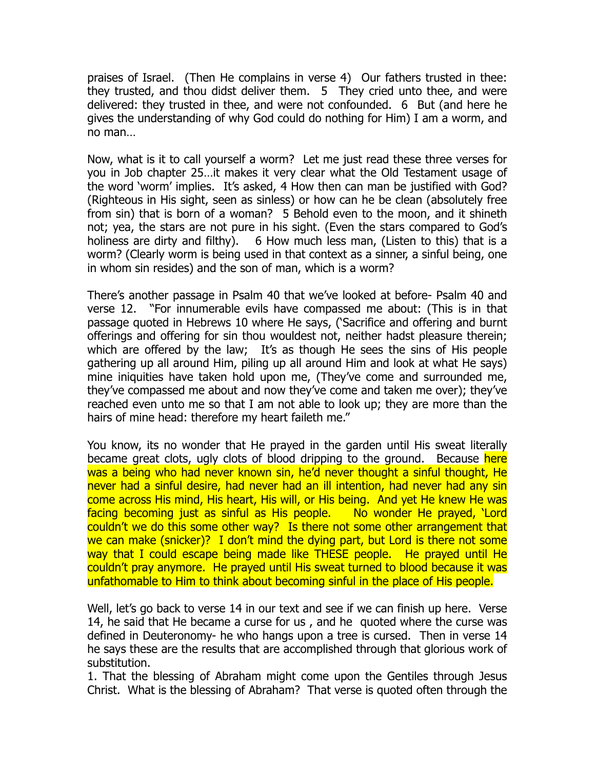praises of Israel. (Then He complains in verse 4) Our fathers trusted in thee: they trusted, and thou didst deliver them. 5 They cried unto thee, and were delivered: they trusted in thee, and were not confounded. 6 But (and here he gives the understanding of why God could do nothing for Him) I am a worm, and no man…

Now, what is it to call yourself a worm? Let me just read these three verses for you in Job chapter 25…it makes it very clear what the Old Testament usage of the word 'worm' implies. It's asked, 4 How then can man be justified with God? (Righteous in His sight, seen as sinless) or how can he be clean (absolutely free from sin) that is born of a woman? 5 Behold even to the moon, and it shineth not; yea, the stars are not pure in his sight. (Even the stars compared to God's holiness are dirty and filthy). 6 How much less man, (Listen to this) that is a worm? (Clearly worm is being used in that context as a sinner, a sinful being, one in whom sin resides) and the son of man, which is a worm?

There's another passage in Psalm 40 that we've looked at before- Psalm 40 and verse 12. "For innumerable evils have compassed me about: (This is in that passage quoted in Hebrews 10 where He says, ('Sacrifice and offering and burnt offerings and offering for sin thou wouldest not, neither hadst pleasure therein; which are offered by the law; It's as though He sees the sins of His people gathering up all around Him, piling up all around Him and look at what He says) mine iniquities have taken hold upon me, (They've come and surrounded me, they've compassed me about and now they've come and taken me over); they've reached even unto me so that I am not able to look up; they are more than the hairs of mine head: therefore my heart faileth me."

You know, its no wonder that He prayed in the garden until His sweat literally became great clots, ugly clots of blood dripping to the ground. Because here was a being who had never known sin, he'd never thought a sinful thought, He never had a sinful desire, had never had an ill intention, had never had any sin come across His mind, His heart, His will, or His being. And yet He knew He was facing becoming just as sinful as His people. No wonder He prayed, 'Lord couldn't we do this some other way? Is there not some other arrangement that we can make (snicker)? I don't mind the dying part, but Lord is there not some way that I could escape being made like THESE people. He prayed until He couldn't pray anymore. He prayed until His sweat turned to blood because it was unfathomable to Him to think about becoming sinful in the place of His people.

Well, let's go back to verse 14 in our text and see if we can finish up here. Verse 14, he said that He became a curse for us , and he quoted where the curse was defined in Deuteronomy- he who hangs upon a tree is cursed. Then in verse 14 he says these are the results that are accomplished through that glorious work of substitution.

1. That the blessing of Abraham might come upon the Gentiles through Jesus Christ. What is the blessing of Abraham? That verse is quoted often through the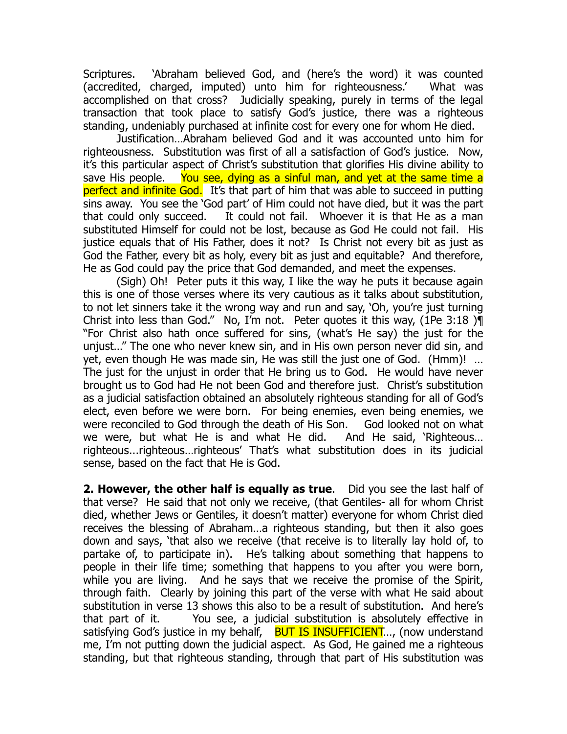Scriptures. 'Abraham believed God, and (here's the word) it was counted (accredited, charged, imputed) unto him for righteousness.' What was accomplished on that cross? Judicially speaking, purely in terms of the legal transaction that took place to satisfy God's justice, there was a righteous standing, undeniably purchased at infinite cost for every one for whom He died.

Justification…Abraham believed God and it was accounted unto him for righteousness. Substitution was first of all a satisfaction of God's justice. Now, it's this particular aspect of Christ's substitution that glorifies His divine ability to save His people. You see, dying as a sinful man, and yet at the same time a perfect and infinite God. It's that part of him that was able to succeed in putting sins away. You see the 'God part' of Him could not have died, but it was the part that could only succeed. It could not fail. Whoever it is that He as a man substituted Himself for could not be lost, because as God He could not fail. His justice equals that of His Father, does it not? Is Christ not every bit as just as God the Father, every bit as holy, every bit as just and equitable? And therefore, He as God could pay the price that God demanded, and meet the expenses.

(Sigh) Oh! Peter puts it this way, I like the way he puts it because again this is one of those verses where its very cautious as it talks about substitution, to not let sinners take it the wrong way and run and say, 'Oh, you're just turning Christ into less than God." No, I'm not. Peter quotes it this way, (1Pe 3:18 )¶ "For Christ also hath once suffered for sins, (what's He say) the just for the unjust…" The one who never knew sin, and in His own person never did sin, and yet, even though He was made sin, He was still the just one of God. (Hmm)! … The just for the unjust in order that He bring us to God. He would have never brought us to God had He not been God and therefore just. Christ's substitution as a judicial satisfaction obtained an absolutely righteous standing for all of God's elect, even before we were born. For being enemies, even being enemies, we were reconciled to God through the death of His Son. God looked not on what we were, but what He is and what He did. And He said, 'Righteous… righteous...righteous…righteous' That's what substitution does in its judicial sense, based on the fact that He is God.

**2. However, the other half is equally as true**. Did you see the last half of that verse? He said that not only we receive, (that Gentiles- all for whom Christ died, whether Jews or Gentiles, it doesn't matter) everyone for whom Christ died receives the blessing of Abraham…a righteous standing, but then it also goes down and says, 'that also we receive (that receive is to literally lay hold of, to partake of, to participate in). He's talking about something that happens to people in their life time; something that happens to you after you were born, while you are living. And he says that we receive the promise of the Spirit, through faith. Clearly by joining this part of the verse with what He said about substitution in verse 13 shows this also to be a result of substitution. And here's that part of it. You see, a judicial substitution is absolutely effective in satisfying God's justice in my behalf, BUT IS INSUFFICIENT…, (now understand me, I'm not putting down the judicial aspect. As God, He gained me a righteous standing, but that righteous standing, through that part of His substitution was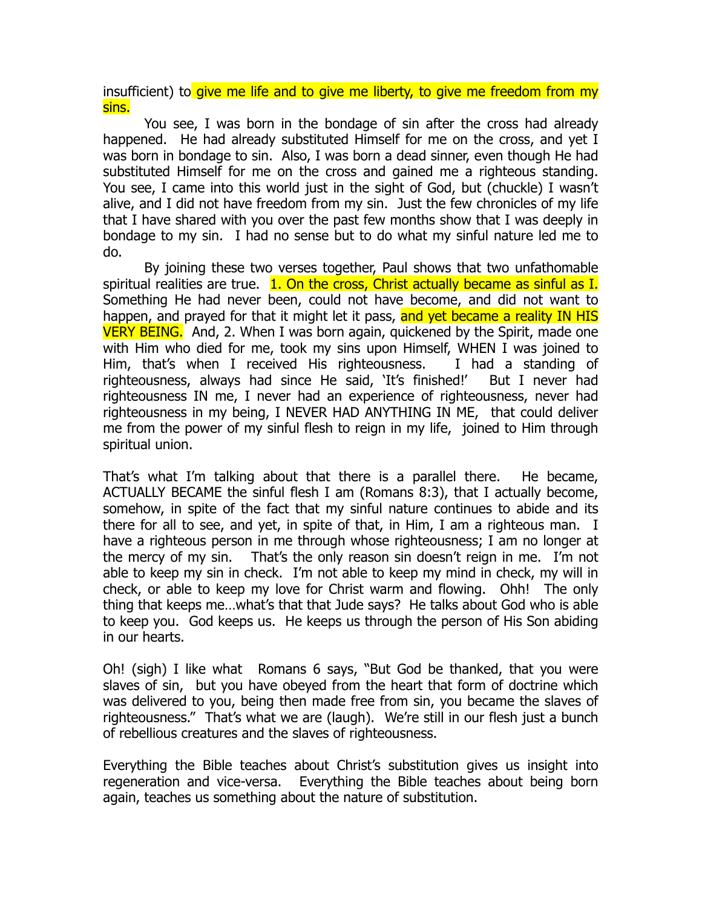insufficient) to give me life and to give me liberty, to give me freedom from my sins.

You see, I was born in the bondage of sin after the cross had already happened. He had already substituted Himself for me on the cross, and yet I was born in bondage to sin. Also, I was born a dead sinner, even though He had substituted Himself for me on the cross and gained me a righteous standing. You see, I came into this world just in the sight of God, but (chuckle) I wasn't alive, and I did not have freedom from my sin. Just the few chronicles of my life that I have shared with you over the past few months show that I was deeply in bondage to my sin. I had no sense but to do what my sinful nature led me to do.

By joining these two verses together, Paul shows that two unfathomable spiritual realities are true. 1. On the cross, Christ actually became as sinful as I. Something He had never been, could not have become, and did not want to happen, and prayed for that it might let it pass, and yet became a reality IN HIS VERY BEING. And, 2. When I was born again, quickened by the Spirit, made one with Him who died for me, took my sins upon Himself, WHEN I was joined to Him, that's when I received His righteousness. I had a standing of righteousness, always had since He said, 'It's finished!' But I never had righteousness IN me, I never had an experience of righteousness, never had righteousness in my being, I NEVER HAD ANYTHING IN ME, that could deliver me from the power of my sinful flesh to reign in my life, joined to Him through spiritual union.

That's what I'm talking about that there is a parallel there. He became, ACTUALLY BECAME the sinful flesh I am (Romans 8:3), that I actually become, somehow, in spite of the fact that my sinful nature continues to abide and its there for all to see, and yet, in spite of that, in Him, I am a righteous man. I have a righteous person in me through whose righteousness; I am no longer at the mercy of my sin. That's the only reason sin doesn't reign in me. I'm not able to keep my sin in check. I'm not able to keep my mind in check, my will in check, or able to keep my love for Christ warm and flowing. Ohh! The only thing that keeps me…what's that that Jude says? He talks about God who is able to keep you. God keeps us. He keeps us through the person of His Son abiding in our hearts.

Oh! (sigh) I like what Romans 6 says, "But God be thanked, that you were slaves of sin, but you have obeyed from the heart that form of doctrine which was delivered to you, being then made free from sin, you became the slaves of righteousness." That's what we are (laugh). We're still in our flesh just a bunch of rebellious creatures and the slaves of righteousness.

Everything the Bible teaches about Christ's substitution gives us insight into regeneration and vice-versa. Everything the Bible teaches about being born again, teaches us something about the nature of substitution.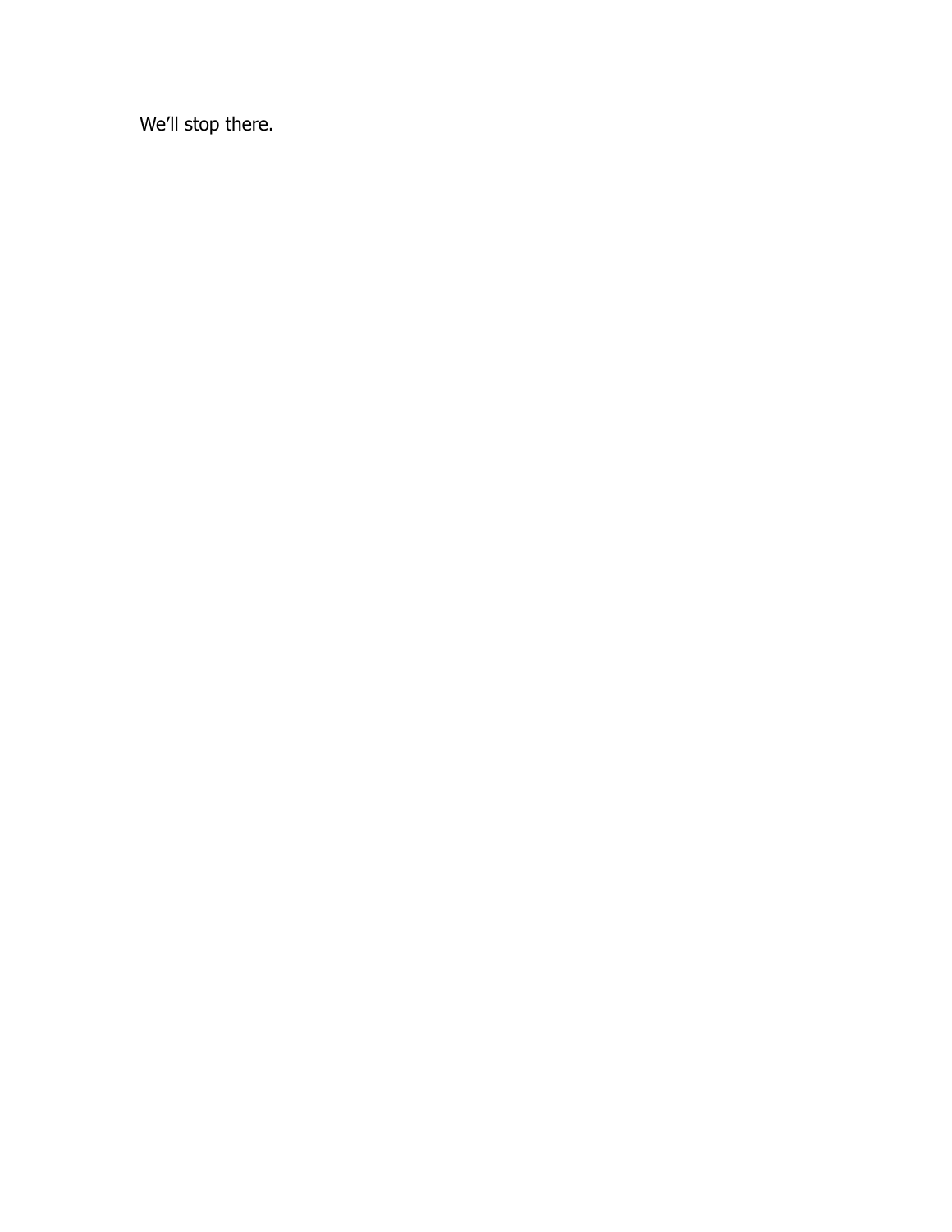We'll stop there.